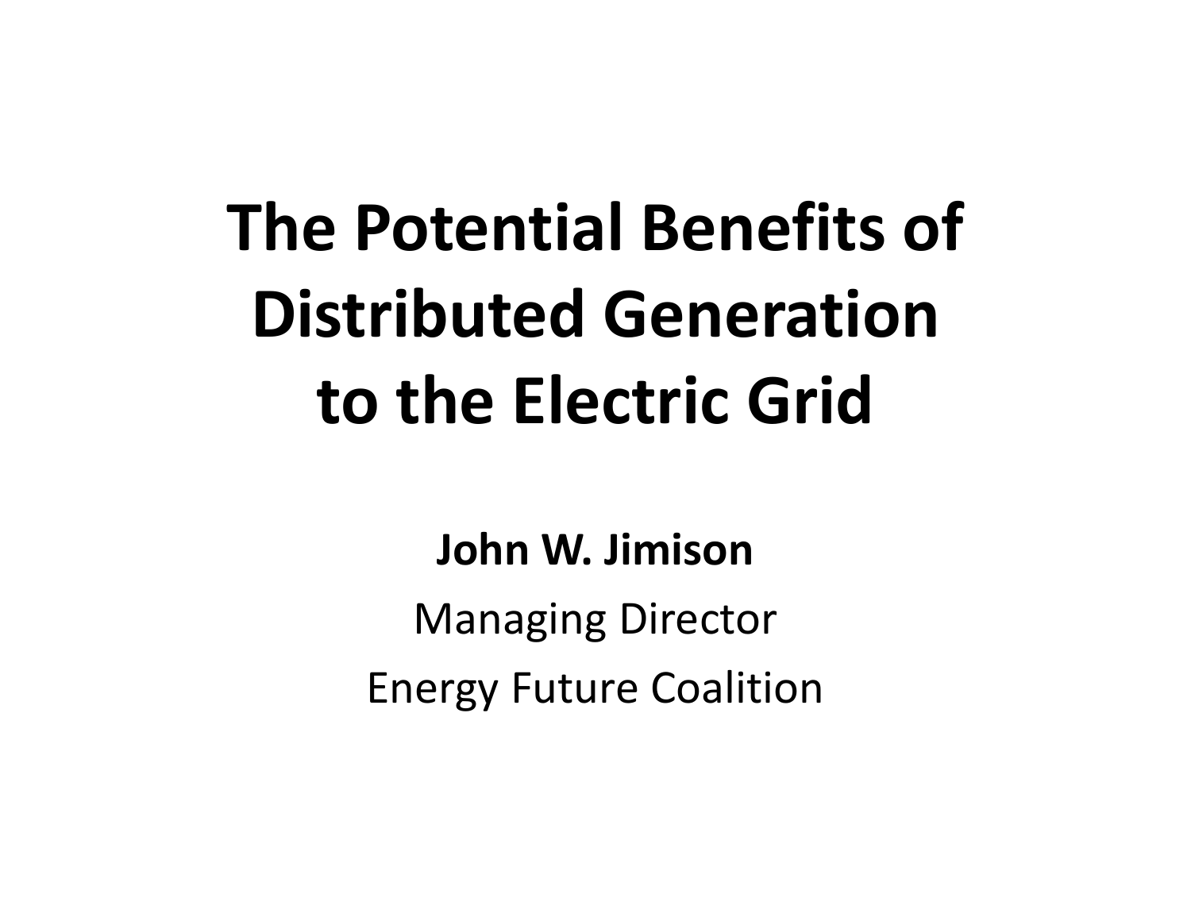# The Potential Benefits of Distributed Generation to the Electric Grid

**John W. Jimison**

Managing Director

Energy Future Coalition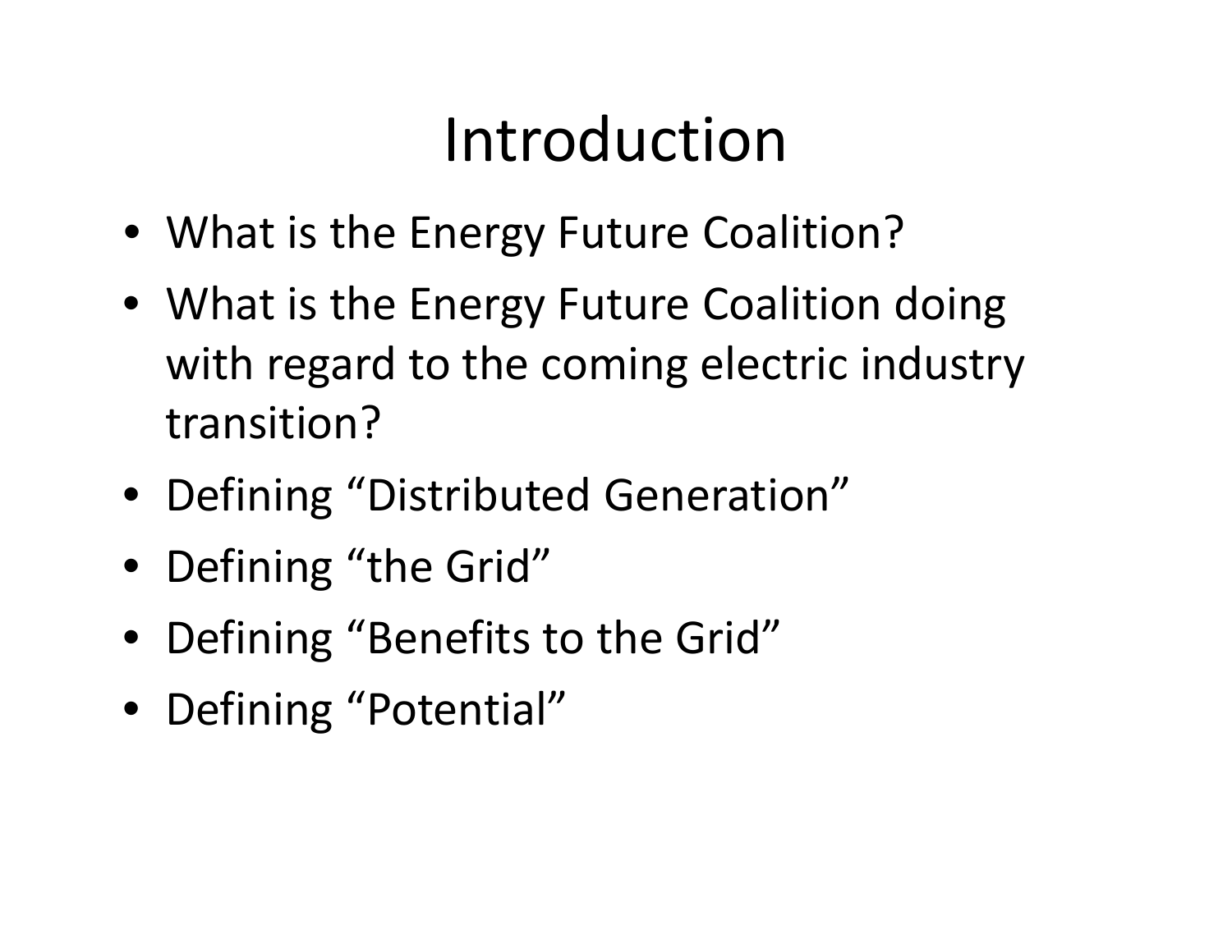# Introduction

- What is the Energy Future Coalition?
- What is the Energy Future Coalition doing with regard to the coming electric industry transition?
- Defining "Distributed Generation"
- Defining "the Grid"
- Defining "Benefits to the Grid"
- Defining "Potential"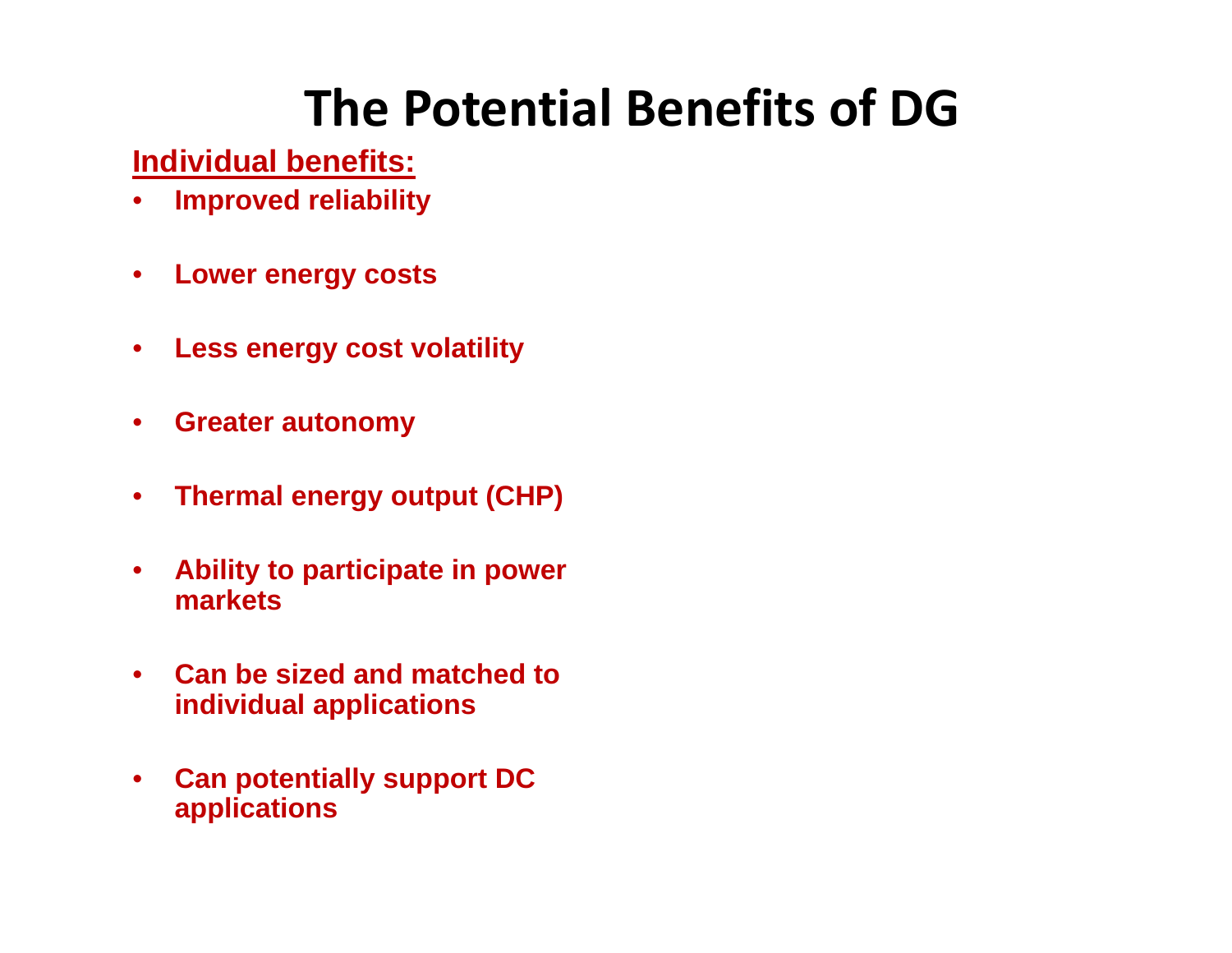# The Potential Benefits of DG

**Individual benefits:**

- **Improved reliability**
- **Lower energy costs**
- **Less energy cost volatility**
- **Greater autonomy**
- **Thermal energy output (CHP)**
- **Ability to participate in power markets**
- **Can be sized and matched to individual applications**
- **Can potentially support DC applications**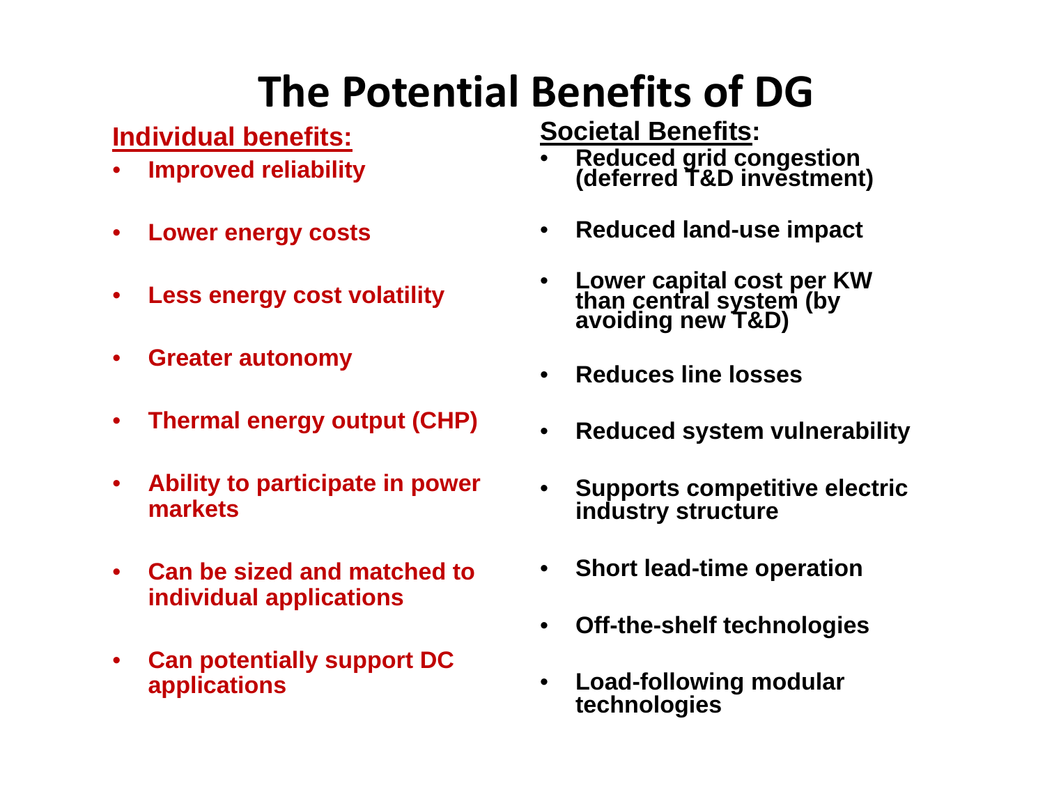# The Potential Benefits of DG

## Individual benefits:

- **Improved reliability**
- **Lower energy costs**
- **Less energy cost volatility**
- **Greater autonomy**
- **Thermal energy output (CHP)**
- **Ability to participate in power markets**
- **Can be sized and matched to individual applications**
- **Can potentially support DC applications**

## Societal Benefits:

- **Reduced grid congestion (deferred T&D investment)**
- **Reduced land-use impact**
- **Lower capital cost per KW than central system (by avoiding new T&D)**
- **Reduces line losses**
- **Reduced system vulnerability**
- **Supports competitive electric industry structure**
- **Short lead-time operation**
- **Off-the-shelf technologies**
- **Load-following modular technologies**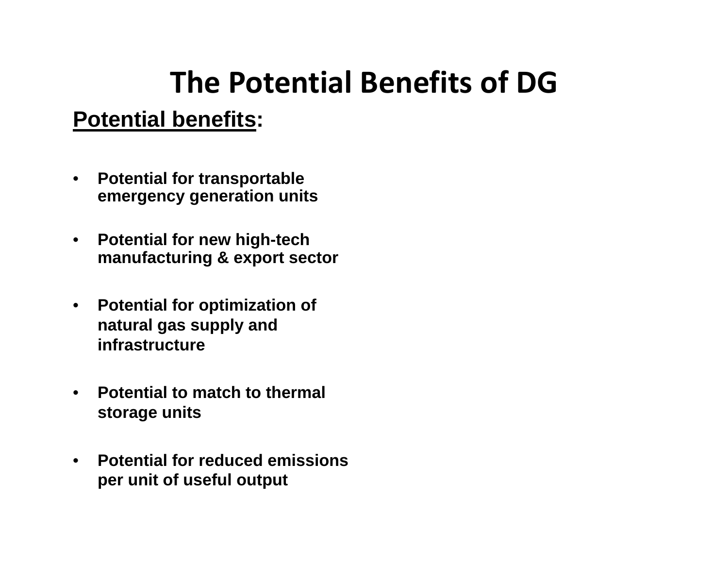# The Potential Benefits of DG

**Potential benefits:**

- **Potential for transportable emergency generation units**
- **Potential for new high-tech manufacturing & export sector**
- **Potential for optimization of natural gas supply and infrastructure**
- **Potential to match to thermal storage units**
- **Potential for reduced emissions per unit of useful output**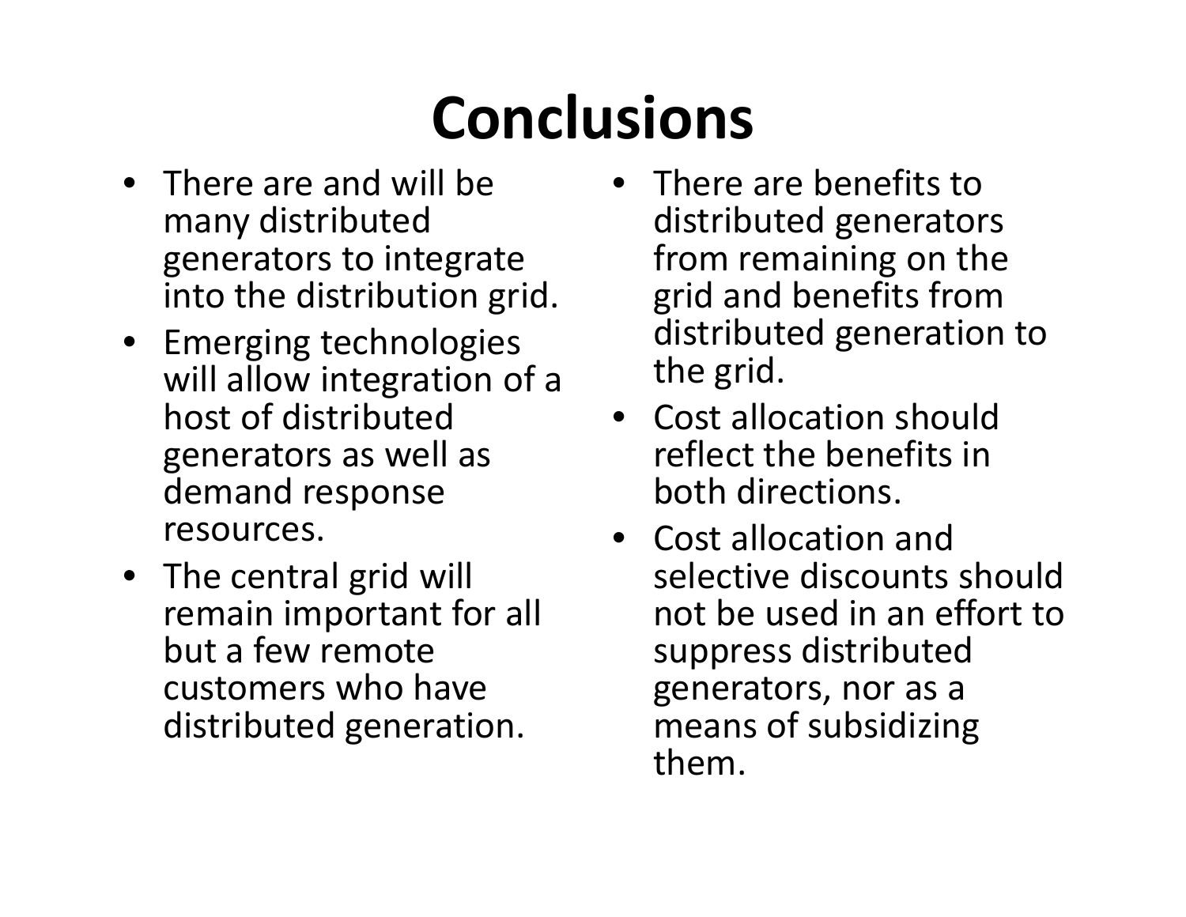# Conclusions

- There are and will be many distributed generators to integrate into the distribution grid.
- Emerging technologies will allow integration of a host of distributed generators as well as demand response resources.
- The central grid will remain important for all but a few remote customers who have distributed generation.
- There are benefits to distributed generators from remaining on the grid and benefits from distributed generation to the grid.
- Cost allocation should reflect the benefits in both directions.
- Cost allocation and selective discounts should not be used in an effort to suppress distributed generators, nor as a means of subsidizing them.